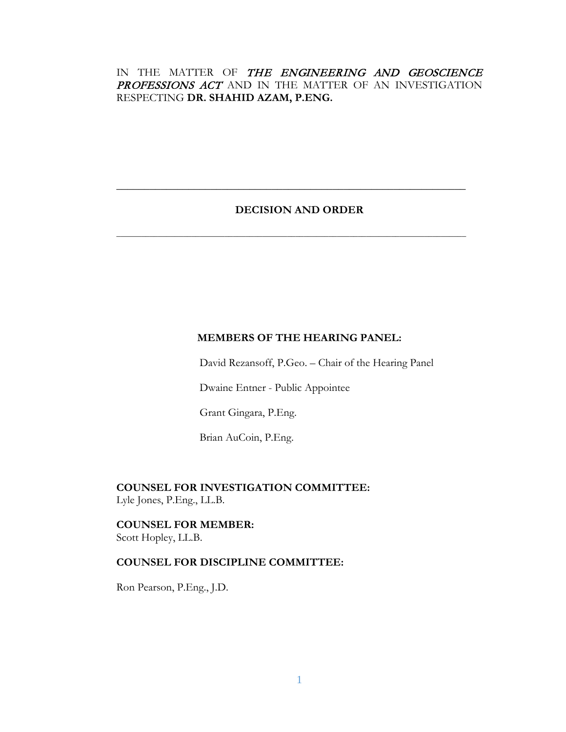IN THE MATTER OF *THE ENGINEERING AND GEOSCIENCE PROFESSIONS ACT* AND IN THE MATTER OF AN INVESTIGATION RESPECTING **DR. SHAHID AZAM, P.ENG.**

---

## DECISION AND ORDER

---

**MEMBERS OF THE HEARING PANEL:**

David Rezansoff, P.Geo. – Chair of the Hearing Panel

Dwaine Entner - Public Appointee

Grant Gingara, P.Eng.

Brian AuCoin, P.Eng.

**COUNSEL FOR INVESTIGATION COMMITTEE:**
Lyle Jones, P.Eng., LL.B.

**COUNSEL FOR MEMBER:**
Scott Hopley, LL.B.

**COUNSEL FOR DISCIPLINE COMMITTEE:**

Ron Pearson, P.Eng., J.D.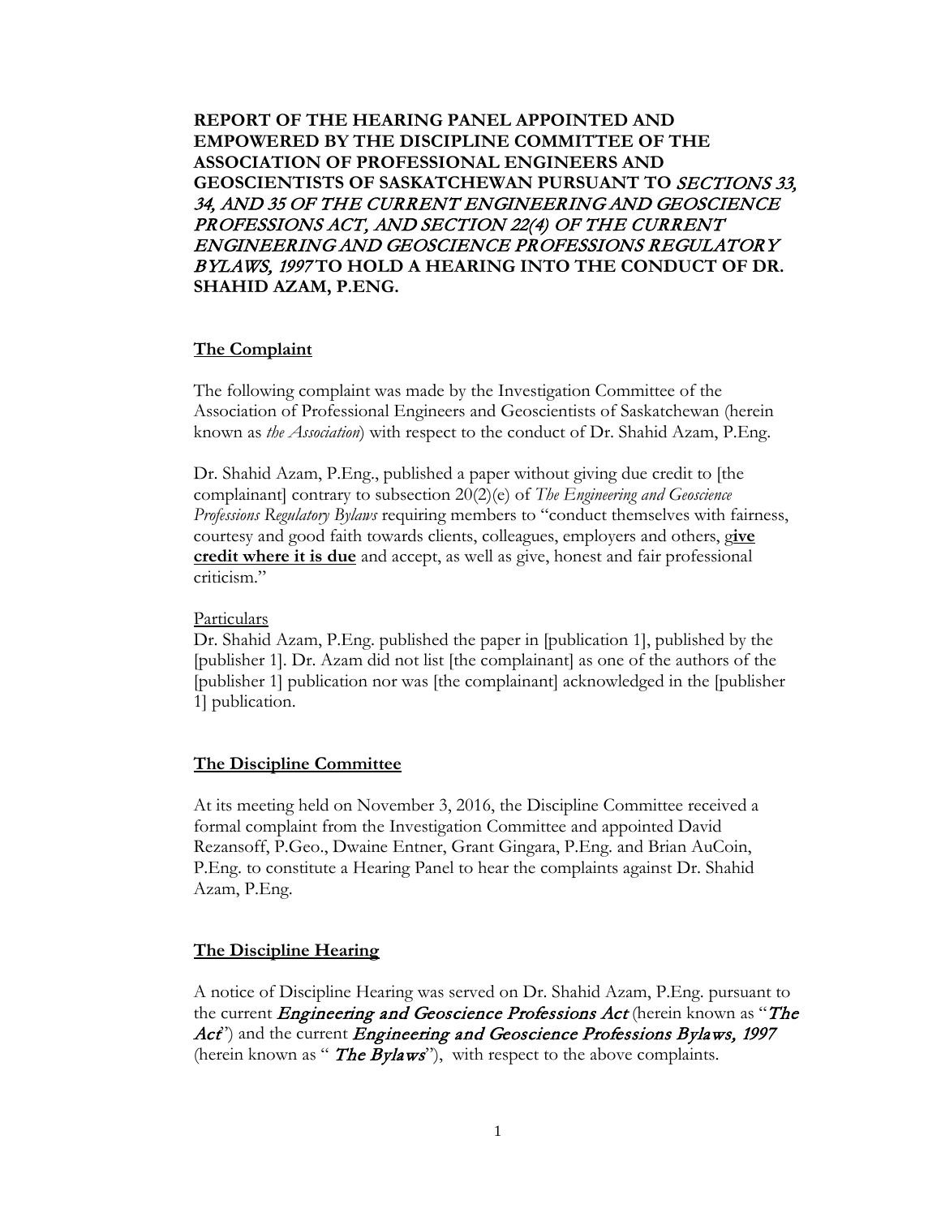**REPORT OF THE HEARING PANEL APPOINTED AND EMPOWERED BY THE DISCIPLINE COMMITTEE OF THE ASSOCIATION OF PROFESSIONAL ENGINEERS AND GEOSCIENTISTS OF SASKATCHEWAN PURSUANT TO *SECTIONS 33, 34, AND 35 OF THE CURRENT ENGINEERING AND GEOSCIENCE PROFESSIONS ACT, AND SECTION 22(4) OF THE CURRENT ENGINEERING AND GEOSCIENCE PROFESSIONS REGULATORY BYLAWS, 1997* TO HOLD A HEARING INTO THE CONDUCT OF DR. SHAHID AZAM, P.ENG.**

## The Complaint

The following complaint was made by the Investigation Committee of the Association of Professional Engineers and Geoscientists of Saskatchewan (herein known as *the Association*) with respect to the conduct of Dr. Shahid Azam, P.Eng.

Dr. Shahid Azam, P.Eng., published a paper without giving due credit to [the complainant] contrary to subsection 20(2)(e) of *The Engineering and Geoscience Professions Regulatory Bylaws* requiring members to "conduct themselves with fairness, courtesy and good faith towards clients, colleagues, employers and others, g**ive credit where it is due** and accept, as well as give, honest and fair professional criticism."

Particulars

Dr. Shahid Azam, P.Eng. published the paper in [publication 1], published by the [publisher 1]. Dr. Azam did not list [the complainant] as one of the authors of the [publisher 1] publication nor was [the complainant] acknowledged in the [publisher 1] publication.

## The Discipline Committee

At its meeting held on November 3, 2016, the Discipline Committee received a formal complaint from the Investigation Committee and appointed David Rezansoff, P.Geo., Dwaine Entner, Grant Gingara, P.Eng. and Brian AuCoin, P.Eng. to constitute a Hearing Panel to hear the complaints against Dr. Shahid Azam, P.Eng.

## The Discipline Hearing

A notice of Discipline Hearing was served on Dr. Shahid Azam, P.Eng. pursuant to the current ***Engineering and Geoscience Professions Act*** (herein known as "***The Act***") and the current ***Engineering and Geoscience Professions Bylaws, 1997*** (herein known as " ***The Bylaws***"), with respect to the above complaints.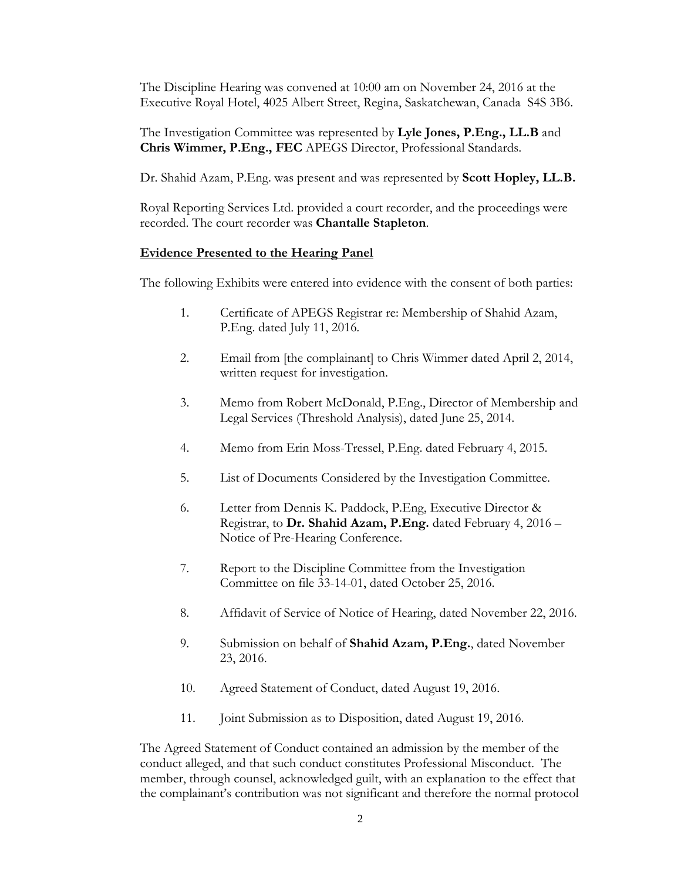The Discipline Hearing was convened at 10:00 am on November 24, 2016 at the Executive Royal Hotel, 4025 Albert Street, Regina, Saskatchewan, Canada S4S 3B6.

The Investigation Committee was represented by **Lyle Jones, P.Eng., LL.B** and **Chris Wimmer, P.Eng., FEC** APEGS Director, Professional Standards.

Dr. Shahid Azam, P.Eng. was present and was represented by **Scott Hopley, LL.B.**

Royal Reporting Services Ltd. provided a court recorder, and the proceedings were recorded. The court recorder was **Chantalle Stapleton**.

**Evidence Presented to the Hearing Panel**

The following Exhibits were entered into evidence with the consent of both parties:

1. Certificate of APEGS Registrar re: Membership of Shahid Azam, P.Eng. dated July 11, 2016.
2. Email from [the complainant] to Chris Wimmer dated April 2, 2014, written request for investigation.
3. Memo from Robert McDonald, P.Eng., Director of Membership and Legal Services (Threshold Analysis), dated June 25, 2014.
4. Memo from Erin Moss-Tressel, P.Eng. dated February 4, 2015.
5. List of Documents Considered by the Investigation Committee.
6. Letter from Dennis K. Paddock, P.Eng, Executive Director & Registrar, to **Dr. Shahid Azam, P.Eng.** dated February 4, 2016 – Notice of Pre-Hearing Conference.
7. Report to the Discipline Committee from the Investigation Committee on file 33-14-01, dated October 25, 2016.
8. Affidavit of Service of Notice of Hearing, dated November 22, 2016.
9. Submission on behalf of **Shahid Azam, P.Eng.**, dated November 23, 2016.
10. Agreed Statement of Conduct, dated August 19, 2016.
11. Joint Submission as to Disposition, dated August 19, 2016.

The Agreed Statement of Conduct contained an admission by the member of the conduct alleged, and that such conduct constitutes Professional Misconduct. The member, through counsel, acknowledged guilt, with an explanation to the effect that the complainant's contribution was not significant and therefore the normal protocol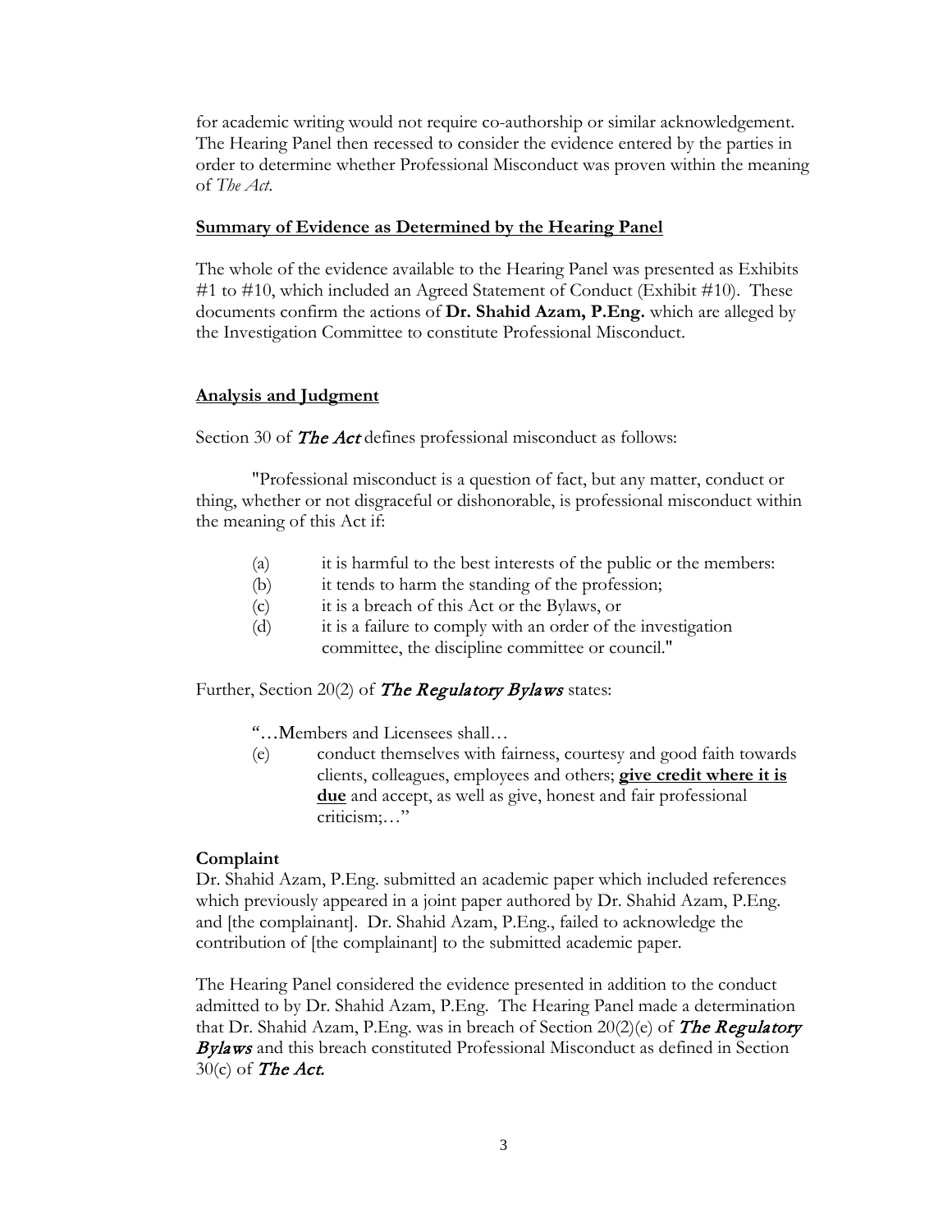for academic writing would not require co-authorship or similar acknowledgement. The Hearing Panel then recessed to consider the evidence entered by the parties in order to determine whether Professional Misconduct was proven within the meaning of *The Act*.

**Summary of Evidence as Determined by the Hearing Panel**

The whole of the evidence available to the Hearing Panel was presented as Exhibits #1 to #10, which included an Agreed Statement of Conduct (Exhibit #10). These documents confirm the actions of **Dr. Shahid Azam, P.Eng.** which are alleged by the Investigation Committee to constitute Professional Misconduct.

**Analysis and Judgment**

Section 30 of ***The Act*** defines professional misconduct as follows:

"Professional misconduct is a question of fact, but any matter, conduct or thing, whether or not disgraceful or dishonorable, is professional misconduct within the meaning of this Act if:

(a) it is harmful to the best interests of the public or the members:
(b) it tends to harm the standing of the profession;
(c) it is a breach of this Act or the Bylaws, or
(d) it is a failure to comply with an order of the investigation committee, the discipline committee or council."

Further, Section 20(2) of ***The Regulatory Bylaws*** states:

"…Members and Licensees shall…
(e) conduct themselves with fairness, courtesy and good faith towards clients, colleagues, employees and others; **give credit where it is due** and accept, as well as give, honest and fair professional criticism;…"

**Complaint**

Dr. Shahid Azam, P.Eng. submitted an academic paper which included references which previously appeared in a joint paper authored by Dr. Shahid Azam, P.Eng. and [the complainant]. Dr. Shahid Azam, P.Eng., failed to acknowledge the contribution of [the complainant] to the submitted academic paper.

The Hearing Panel considered the evidence presented in addition to the conduct admitted to by Dr. Shahid Azam, P.Eng. The Hearing Panel made a determination that Dr. Shahid Azam, P.Eng. was in breach of Section 20(2)(e) of ***The Regulatory Bylaws*** and this breach constituted Professional Misconduct as defined in Section 30(c) of ***The Act.***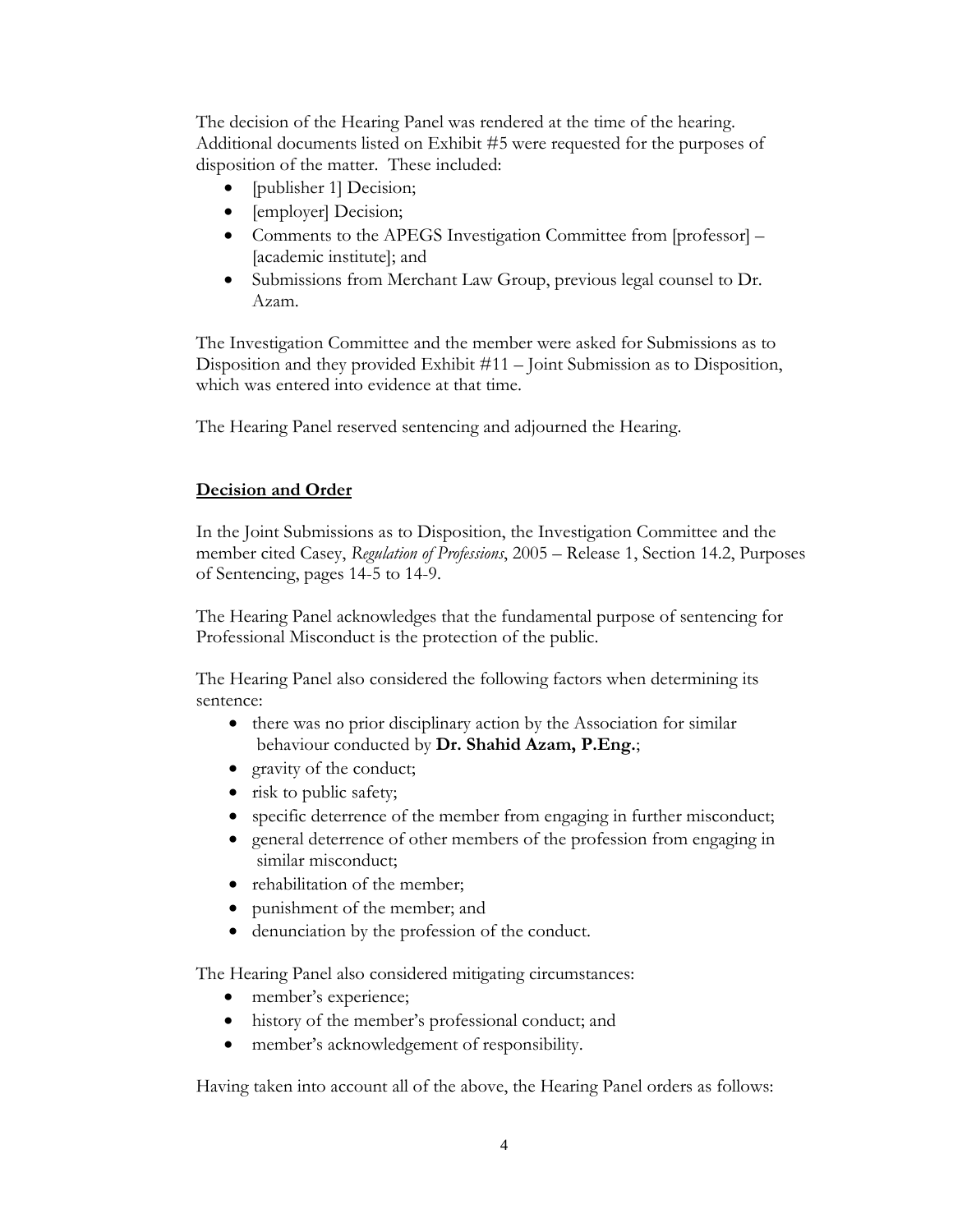The decision of the Hearing Panel was rendered at the time of the hearing. Additional documents listed on Exhibit #5 were requested for the purposes of disposition of the matter. These included:

- [publisher 1] Decision;
- [employer] Decision;
- Comments to the APEGS Investigation Committee from [professor] – [academic institute]; and
- Submissions from Merchant Law Group, previous legal counsel to Dr. Azam.

The Investigation Committee and the member were asked for Submissions as to Disposition and they provided Exhibit #11 – Joint Submission as to Disposition, which was entered into evidence at that time.

The Hearing Panel reserved sentencing and adjourned the Hearing.

## Decision and Order

In the Joint Submissions as to Disposition, the Investigation Committee and the member cited Casey, *Regulation of Professions*, 2005 – Release 1, Section 14.2, Purposes of Sentencing, pages 14-5 to 14-9.

The Hearing Panel acknowledges that the fundamental purpose of sentencing for Professional Misconduct is the protection of the public.

The Hearing Panel also considered the following factors when determining its sentence:

- there was no prior disciplinary action by the Association for similar behaviour conducted by **Dr. Shahid Azam, P.Eng.**;
- gravity of the conduct;
- risk to public safety;
- specific deterrence of the member from engaging in further misconduct;
- general deterrence of other members of the profession from engaging in similar misconduct;
- rehabilitation of the member;
- punishment of the member; and
- denunciation by the profession of the conduct.

The Hearing Panel also considered mitigating circumstances:

- member's experience;
- history of the member's professional conduct; and
- member's acknowledgement of responsibility.

Having taken into account all of the above, the Hearing Panel orders as follows: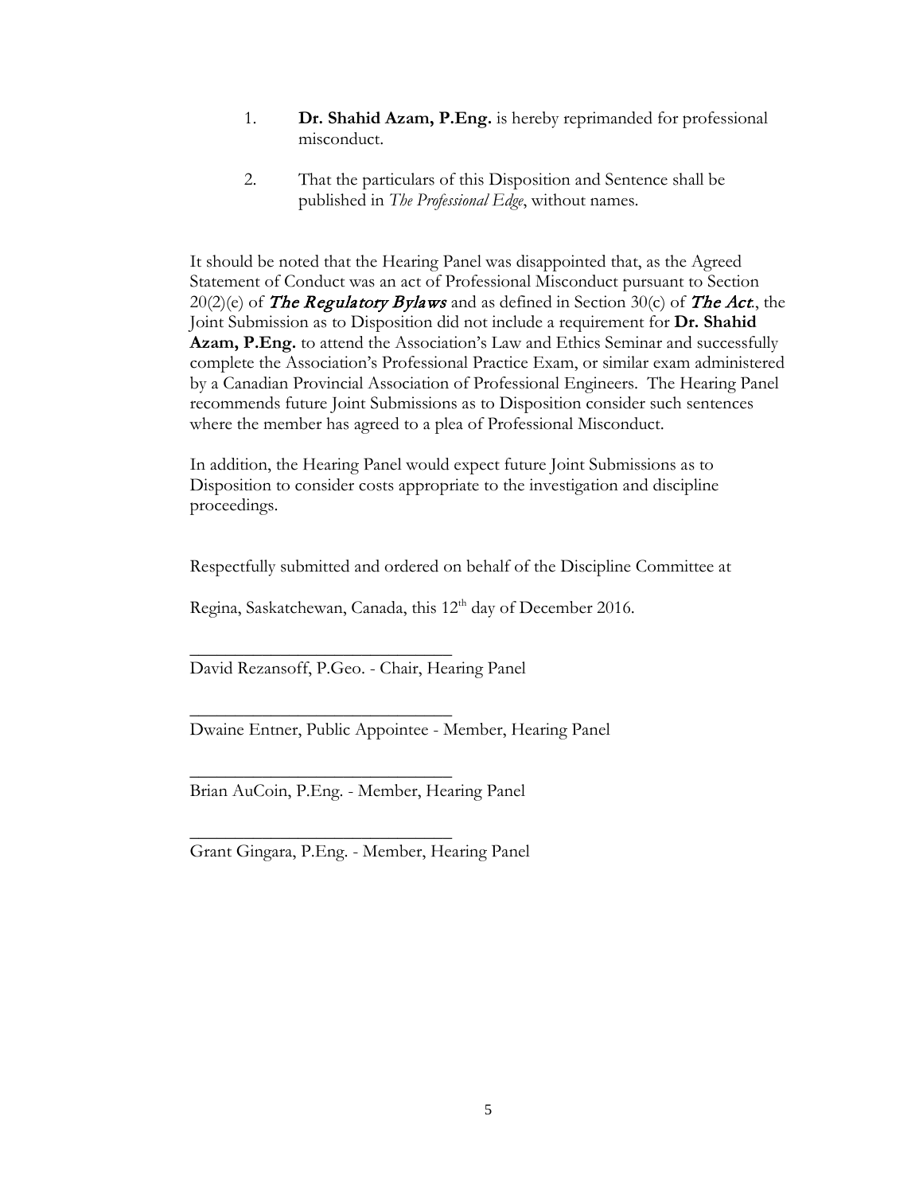1. **Dr. Shahid Azam, P.Eng.** is hereby reprimanded for professional misconduct.

2. That the particulars of this Disposition and Sentence shall be published in *The Professional Edge*, without names.

It should be noted that the Hearing Panel was disappointed that, as the Agreed Statement of Conduct was an act of Professional Misconduct pursuant to Section 20(2)(e) of ***The Regulatory Bylaws*** and as defined in Section 30(c) of ***The Act***., the Joint Submission as to Disposition did not include a requirement for **Dr. Shahid Azam, P.Eng.** to attend the Association's Law and Ethics Seminar and successfully complete the Association's Professional Practice Exam, or similar exam administered by a Canadian Provincial Association of Professional Engineers. The Hearing Panel recommends future Joint Submissions as to Disposition consider such sentences where the member has agreed to a plea of Professional Misconduct.

In addition, the Hearing Panel would expect future Joint Submissions as to Disposition to consider costs appropriate to the investigation and discipline proceedings.

Respectfully submitted and ordered on behalf of the Discipline Committee at

Regina, Saskatchewan, Canada, this 12th day of December 2016.

\_\_\_\_\_\_\_\_\_\_\_\_\_\_\_\_\_\_\_\_\_\_\_\_\_\_\_\_\_\_

David Rezansoff, P.Geo. - Chair, Hearing Panel

\_\_\_\_\_\_\_\_\_\_\_\_\_\_\_\_\_\_\_\_\_\_\_\_\_\_\_\_\_\_

Dwaine Entner, Public Appointee - Member, Hearing Panel

\_\_\_\_\_\_\_\_\_\_\_\_\_\_\_\_\_\_\_\_\_\_\_\_\_\_\_\_\_\_

Brian AuCoin, P.Eng. - Member, Hearing Panel

\_\_\_\_\_\_\_\_\_\_\_\_\_\_\_\_\_\_\_\_\_\_\_\_\_\_\_\_\_\_

Grant Gingara, P.Eng. - Member, Hearing Panel